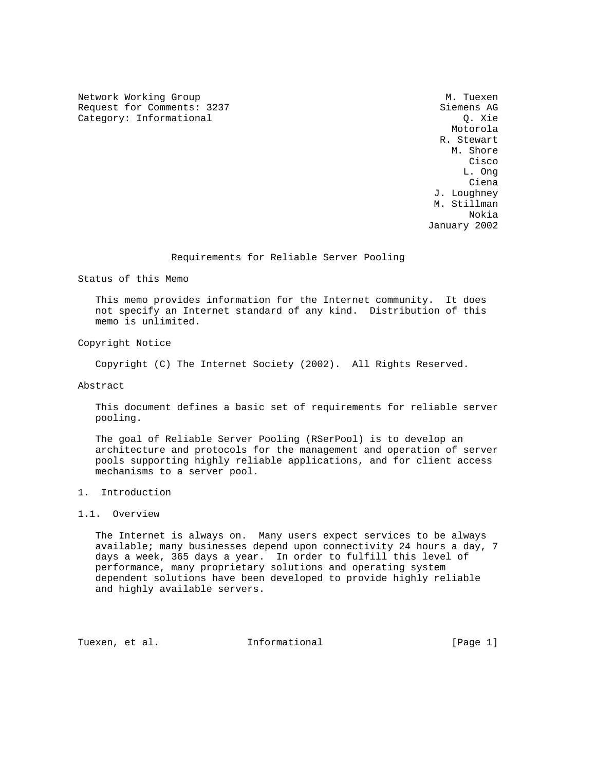Network Working Group — M. Tuexen
Request for Comments: 3237 — Siemens AG
Category: Informational — Q. Xie
Motorola
R. Stewart
M. Shore
Cisco
L. Ong
Ciena
J. Loughney
M. Stillman
Nokia
January 2002

# Requirements for Reliable Server Pooling

## Status of this Memo

This memo provides information for the Internet community. It does not specify an Internet standard of any kind. Distribution of this memo is unlimited.

## Copyright Notice

Copyright (C) The Internet Society (2002). All Rights Reserved.

## Abstract

This document defines a basic set of requirements for reliable server pooling.

The goal of Reliable Server Pooling (RSerPool) is to develop an architecture and protocols for the management and operation of server pools supporting highly reliable applications, and for client access mechanisms to a server pool.

## 1. Introduction

### 1.1. Overview

The Internet is always on. Many users expect services to be always available; many businesses depend upon connectivity 24 hours a day, 7 days a week, 365 days a year. In order to fulfill this level of performance, many proprietary solutions and operating system dependent solutions have been developed to provide highly reliable and highly available servers.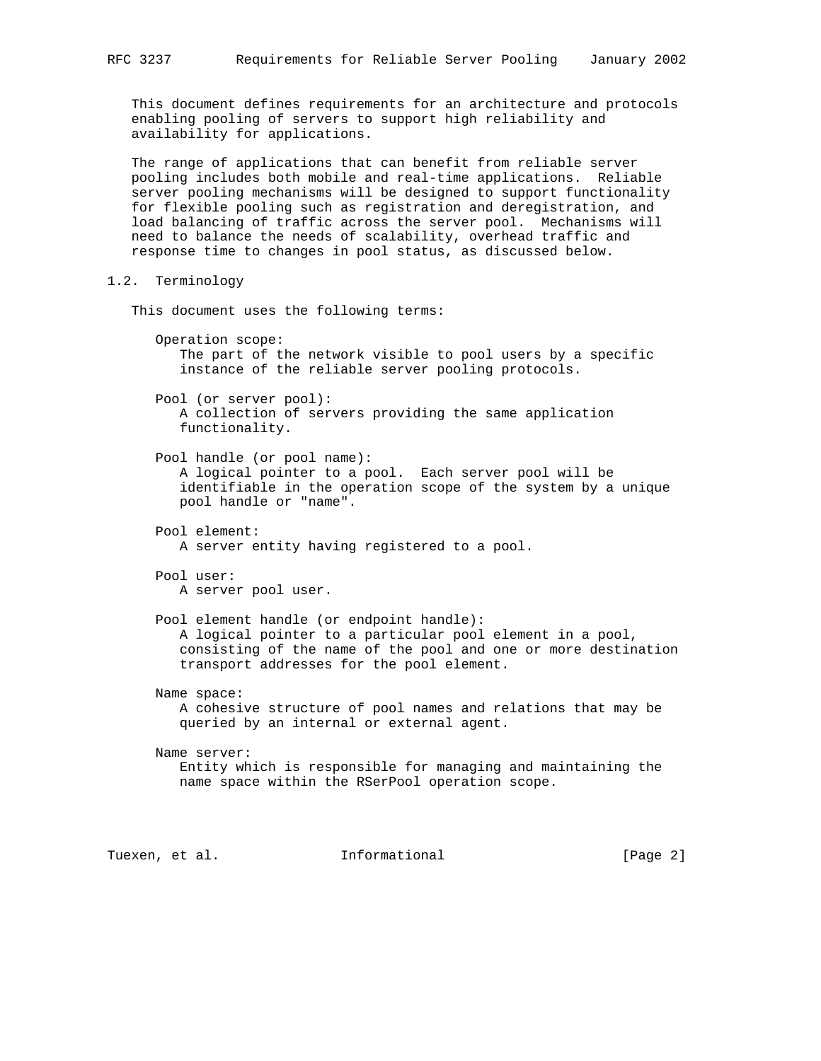This document defines requirements for an architecture and protocols enabling pooling of servers to support high reliability and availability for applications.

The range of applications that can benefit from reliable server pooling includes both mobile and real-time applications. Reliable server pooling mechanisms will be designed to support functionality for flexible pooling such as registration and deregistration, and load balancing of traffic across the server pool. Mechanisms will need to balance the needs of scalability, overhead traffic and response time to changes in pool status, as discussed below.

## 1.2. Terminology

This document uses the following terms:

Operation scope:
: The part of the network visible to pool users by a specific instance of the reliable server pooling protocols.

Pool (or server pool):
: A collection of servers providing the same application functionality.

Pool handle (or pool name):
: A logical pointer to a pool. Each server pool will be identifiable in the operation scope of the system by a unique pool handle or "name".

Pool element:
: A server entity having registered to a pool.

Pool user:
: A server pool user.

Pool element handle (or endpoint handle):
: A logical pointer to a particular pool element in a pool, consisting of the name of the pool and one or more destination transport addresses for the pool element.

Name space:
: A cohesive structure of pool names and relations that may be queried by an internal or external agent.

Name server:
: Entity which is responsible for managing and maintaining the name space within the RSerPool operation scope.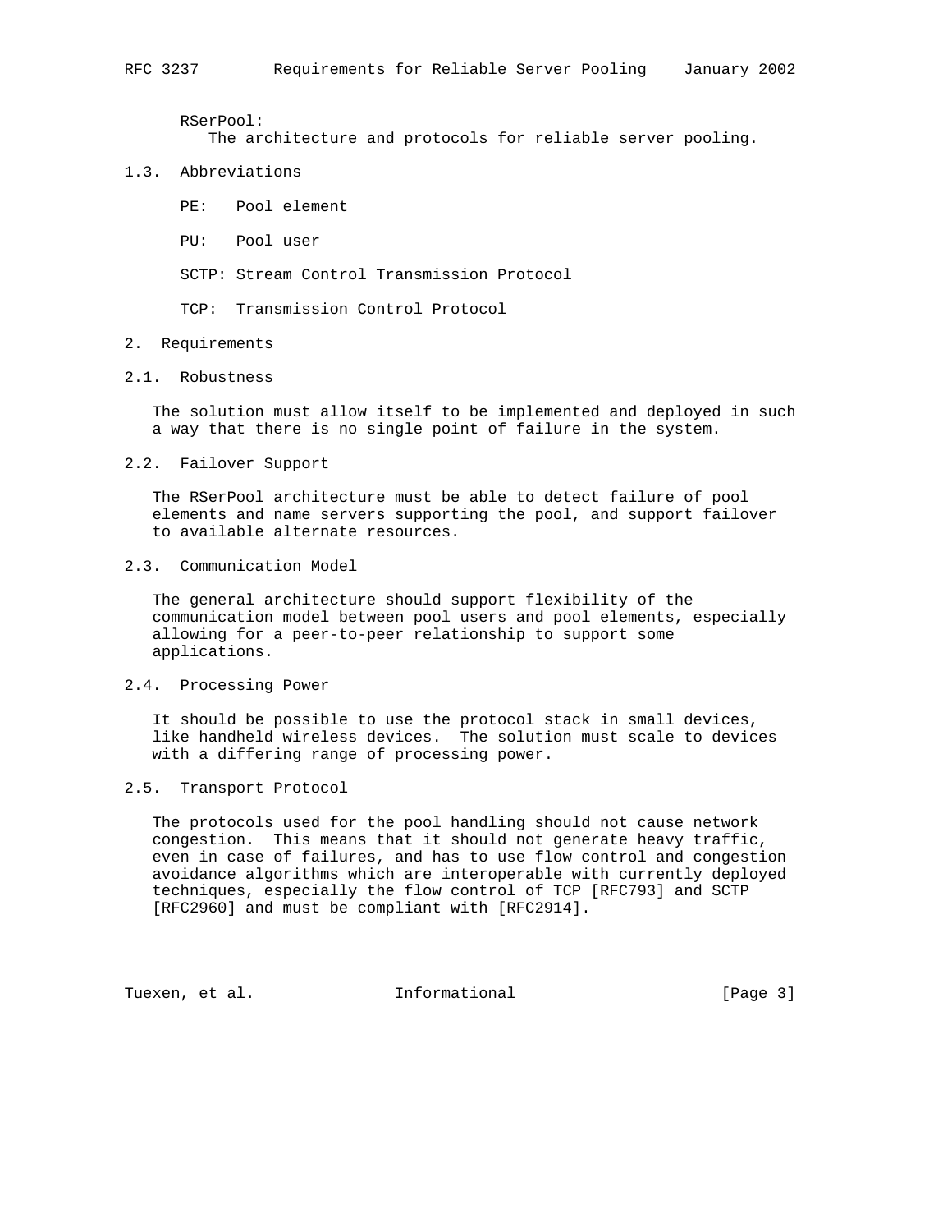RSerPool:
The architecture and protocols for reliable server pooling.

### 1.3. Abbreviations

PE: Pool element

PU: Pool user

SCTP: Stream Control Transmission Protocol

TCP: Transmission Control Protocol

## 2. Requirements

### 2.1. Robustness

The solution must allow itself to be implemented and deployed in such a way that there is no single point of failure in the system.

### 2.2. Failover Support

The RSerPool architecture must be able to detect failure of pool elements and name servers supporting the pool, and support failover to available alternate resources.

### 2.3. Communication Model

The general architecture should support flexibility of the communication model between pool users and pool elements, especially allowing for a peer-to-peer relationship to support some applications.

### 2.4. Processing Power

It should be possible to use the protocol stack in small devices, like handheld wireless devices. The solution must scale to devices with a differing range of processing power.

### 2.5. Transport Protocol

The protocols used for the pool handling should not cause network congestion. This means that it should not generate heavy traffic, even in case of failures, and has to use flow control and congestion avoidance algorithms which are interoperable with currently deployed techniques, especially the flow control of TCP [RFC793] and SCTP [RFC2960] and must be compliant with [RFC2914].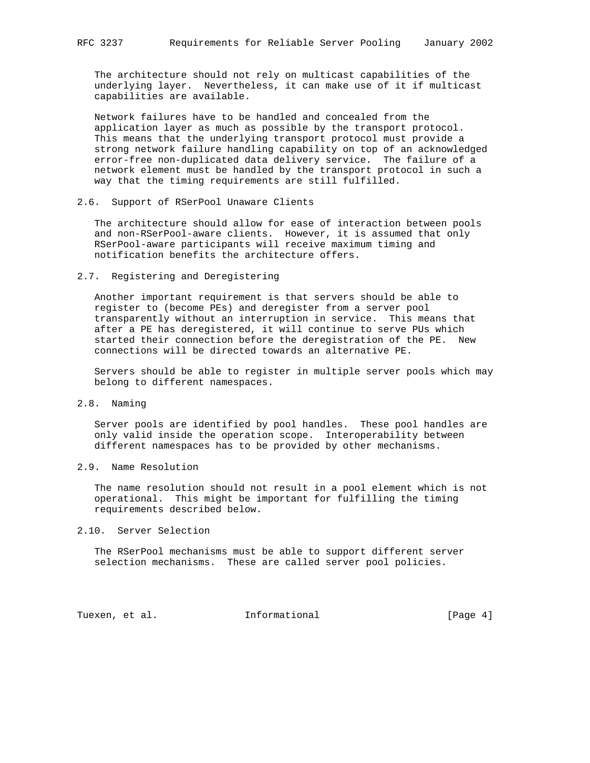The architecture should not rely on multicast capabilities of the underlying layer. Nevertheless, it can make use of it if multicast capabilities are available.

Network failures have to be handled and concealed from the application layer as much as possible by the transport protocol. This means that the underlying transport protocol must provide a strong network failure handling capability on top of an acknowledged error-free non-duplicated data delivery service. The failure of a network element must be handled by the transport protocol in such a way that the timing requirements are still fulfilled.

### 2.6. Support of RSerPool Unaware Clients

The architecture should allow for ease of interaction between pools and non-RSerPool-aware clients. However, it is assumed that only RSerPool-aware participants will receive maximum timing and notification benefits the architecture offers.

### 2.7. Registering and Deregistering

Another important requirement is that servers should be able to register to (become PEs) and deregister from a server pool transparently without an interruption in service. This means that after a PE has deregistered, it will continue to serve PUs which started their connection before the deregistration of the PE. New connections will be directed towards an alternative PE.

Servers should be able to register in multiple server pools which may belong to different namespaces.

### 2.8. Naming

Server pools are identified by pool handles. These pool handles are only valid inside the operation scope. Interoperability between different namespaces has to be provided by other mechanisms.

### 2.9. Name Resolution

The name resolution should not result in a pool element which is not operational. This might be important for fulfilling the timing requirements described below.

### 2.10. Server Selection

The RSerPool mechanisms must be able to support different server selection mechanisms. These are called server pool policies.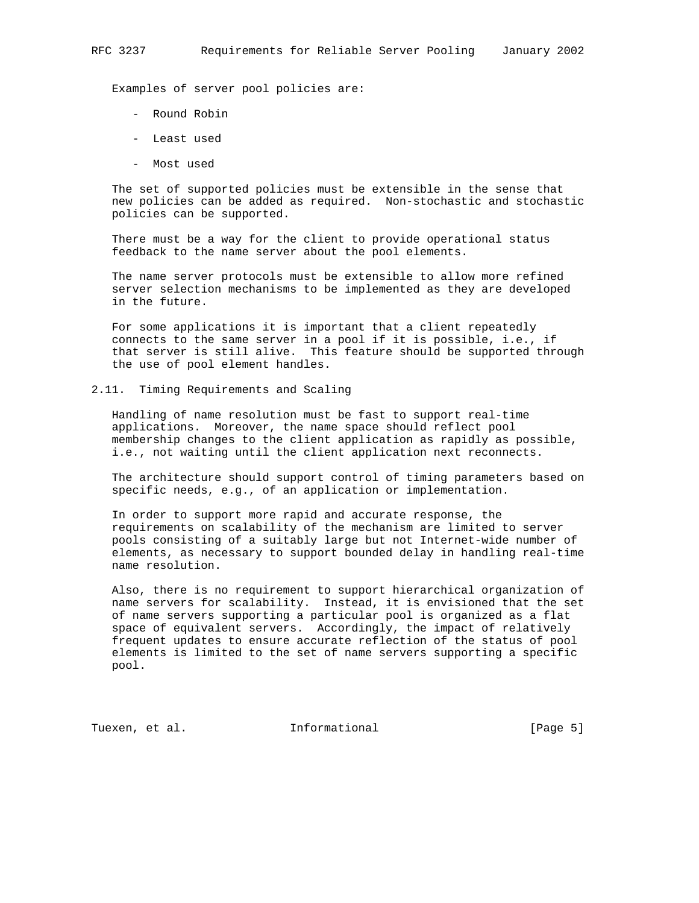Examples of server pool policies are:

- Round Robin
- Least used
- Most used

The set of supported policies must be extensible in the sense that new policies can be added as required. Non-stochastic and stochastic policies can be supported.

There must be a way for the client to provide operational status feedback to the name server about the pool elements.

The name server protocols must be extensible to allow more refined server selection mechanisms to be implemented as they are developed in the future.

For some applications it is important that a client repeatedly connects to the same server in a pool if it is possible, i.e., if that server is still alive. This feature should be supported through the use of pool element handles.

## 2.11. Timing Requirements and Scaling

Handling of name resolution must be fast to support real-time applications. Moreover, the name space should reflect pool membership changes to the client application as rapidly as possible, i.e., not waiting until the client application next reconnects.

The architecture should support control of timing parameters based on specific needs, e.g., of an application or implementation.

In order to support more rapid and accurate response, the requirements on scalability of the mechanism are limited to server pools consisting of a suitably large but not Internet-wide number of elements, as necessary to support bounded delay in handling real-time name resolution.

Also, there is no requirement to support hierarchical organization of name servers for scalability. Instead, it is envisioned that the set of name servers supporting a particular pool is organized as a flat space of equivalent servers. Accordingly, the impact of relatively frequent updates to ensure accurate reflection of the status of pool elements is limited to the set of name servers supporting a specific pool.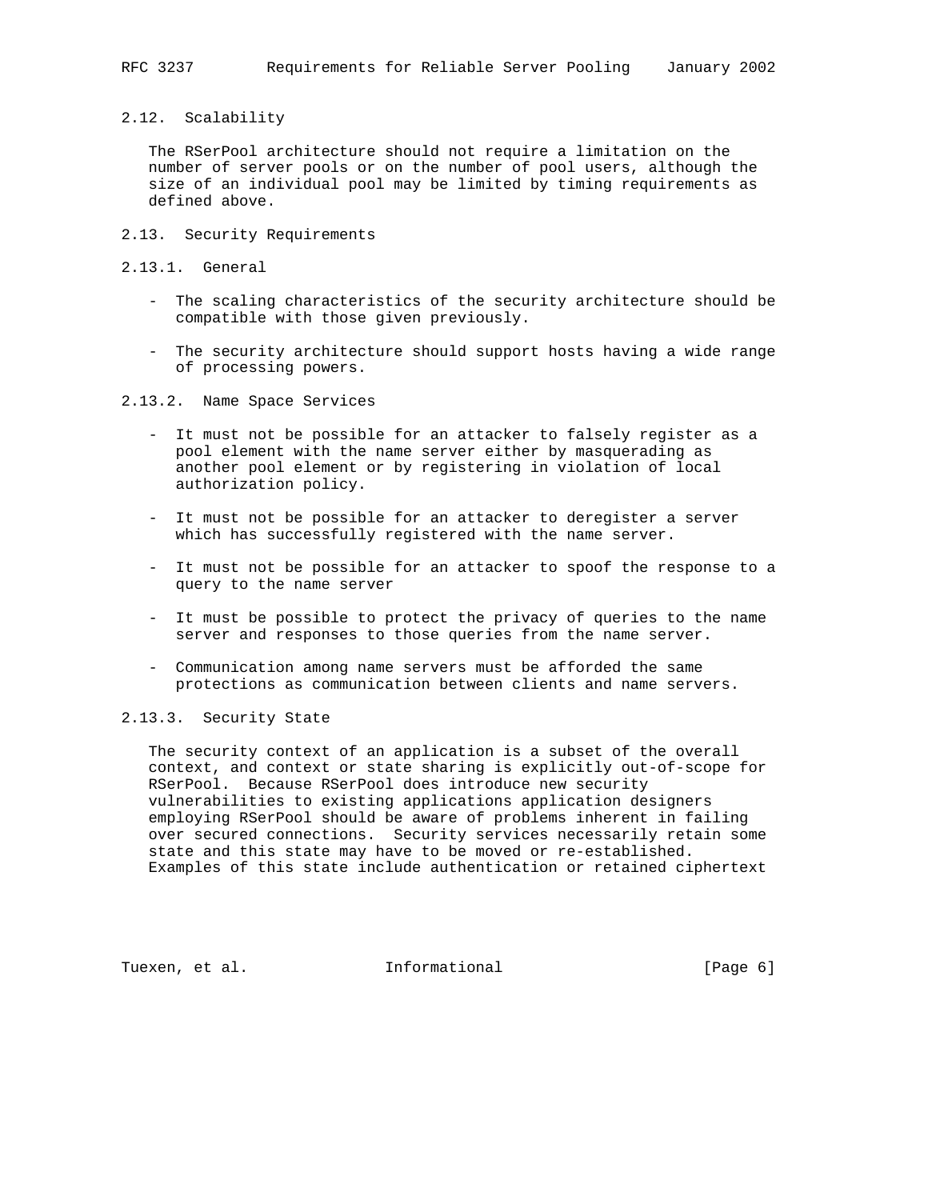## 2.12. Scalability

The RSerPool architecture should not require a limitation on the number of server pools or on the number of pool users, although the size of an individual pool may be limited by timing requirements as defined above.

## 2.13. Security Requirements

### 2.13.1. General

- The scaling characteristics of the security architecture should be compatible with those given previously.
- The security architecture should support hosts having a wide range of processing powers.

### 2.13.2. Name Space Services

- It must not be possible for an attacker to falsely register as a pool element with the name server either by masquerading as another pool element or by registering in violation of local authorization policy.
- It must not be possible for an attacker to deregister a server which has successfully registered with the name server.
- It must not be possible for an attacker to spoof the response to a query to the name server
- It must be possible to protect the privacy of queries to the name server and responses to those queries from the name server.
- Communication among name servers must be afforded the same protections as communication between clients and name servers.

### 2.13.3. Security State

The security context of an application is a subset of the overall context, and context or state sharing is explicitly out-of-scope for RSerPool. Because RSerPool does introduce new security vulnerabilities to existing applications application designers employing RSerPool should be aware of problems inherent in failing over secured connections. Security services necessarily retain some state and this state may have to be moved or re-established. Examples of this state include authentication or retained ciphertext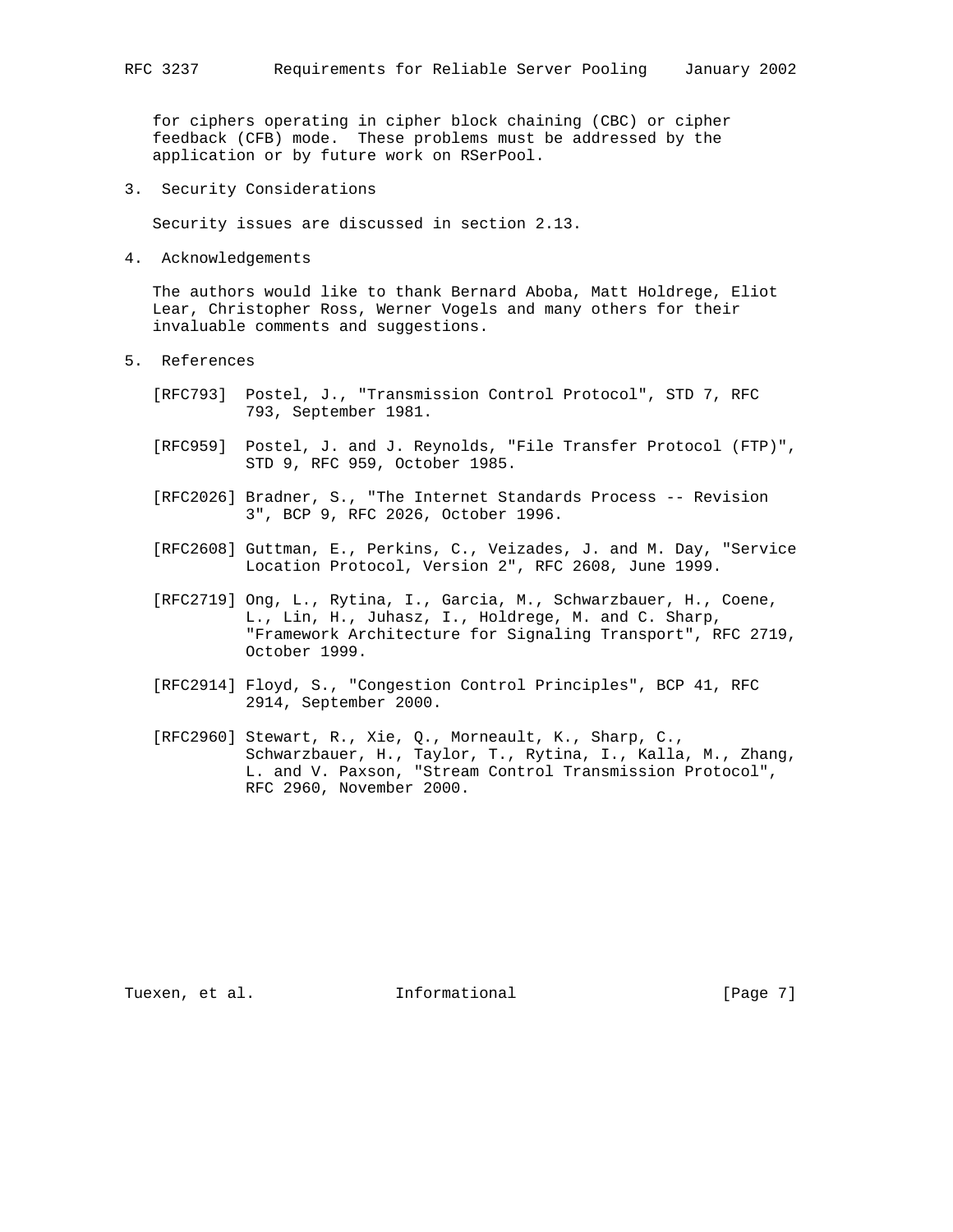for ciphers operating in cipher block chaining (CBC) or cipher feedback (CFB) mode. These problems must be addressed by the application or by future work on RSerPool.

## 3. Security Considerations

Security issues are discussed in section 2.13.

## 4. Acknowledgements

The authors would like to thank Bernard Aboba, Matt Holdrege, Eliot Lear, Christopher Ross, Werner Vogels and many others for their invaluable comments and suggestions.

## 5. References

[RFC793] Postel, J., "Transmission Control Protocol", STD 7, RFC 793, September 1981.

[RFC959] Postel, J. and J. Reynolds, "File Transfer Protocol (FTP)", STD 9, RFC 959, October 1985.

[RFC2026] Bradner, S., "The Internet Standards Process -- Revision 3", BCP 9, RFC 2026, October 1996.

[RFC2608] Guttman, E., Perkins, C., Veizades, J. and M. Day, "Service Location Protocol, Version 2", RFC 2608, June 1999.

[RFC2719] Ong, L., Rytina, I., Garcia, M., Schwarzbauer, H., Coene, L., Lin, H., Juhasz, I., Holdrege, M. and C. Sharp, "Framework Architecture for Signaling Transport", RFC 2719, October 1999.

[RFC2914] Floyd, S., "Congestion Control Principles", BCP 41, RFC 2914, September 2000.

[RFC2960] Stewart, R., Xie, Q., Morneault, K., Sharp, C., Schwarzbauer, H., Taylor, T., Rytina, I., Kalla, M., Zhang, L. and V. Paxson, "Stream Control Transmission Protocol", RFC 2960, November 2000.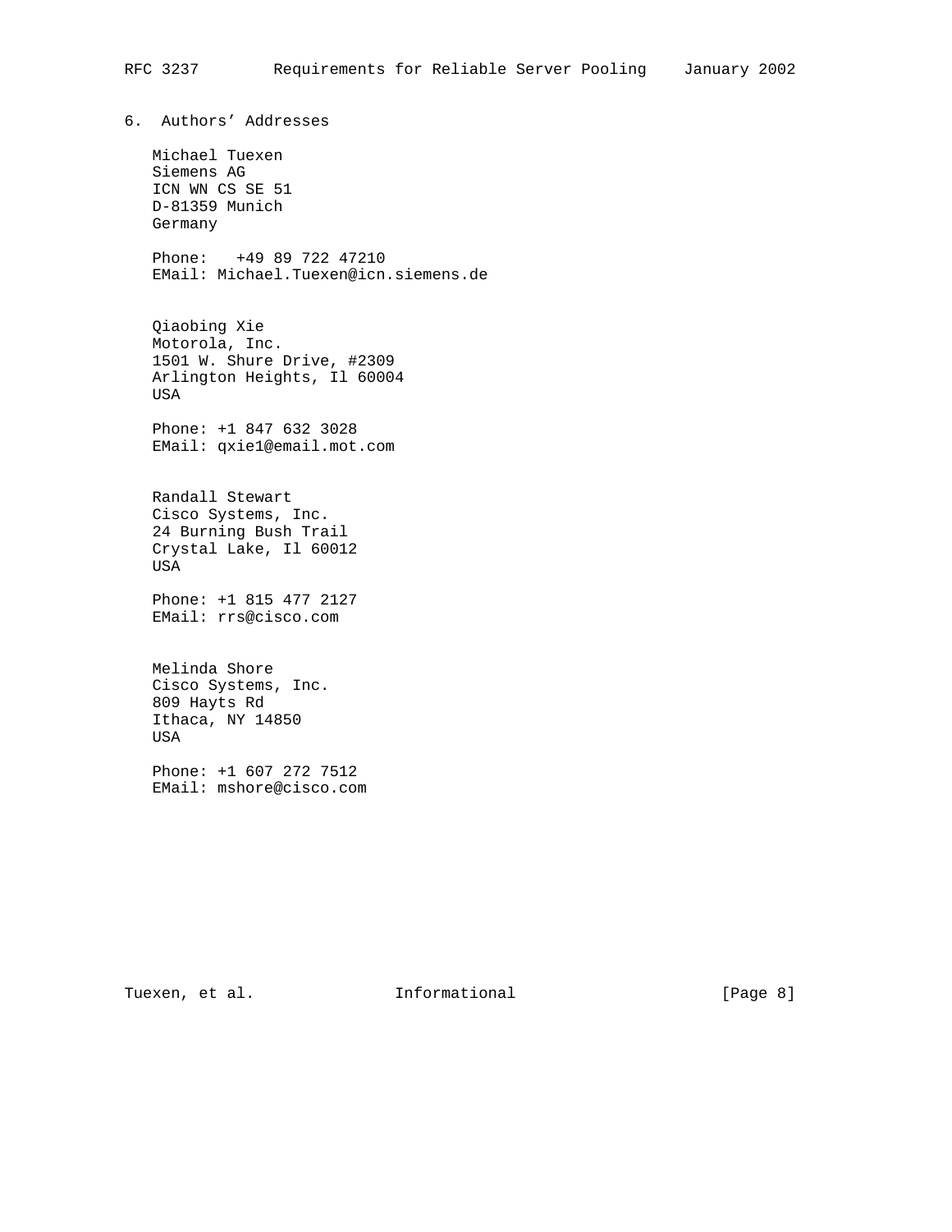## 6. Authors' Addresses

Michael Tuexen
Siemens AG
ICN WN CS SE 51
D-81359 Munich
Germany

Phone:   +49 89 722 47210
EMail: Michael.Tuexen@icn.siemens.de

Qiaobing Xie
Motorola, Inc.
1501 W. Shure Drive, #2309
Arlington Heights, Il 60004
USA

Phone: +1 847 632 3028
EMail: qxie1@email.mot.com

Randall Stewart
Cisco Systems, Inc.
24 Burning Bush Trail
Crystal Lake, Il 60012
USA

Phone: +1 815 477 2127
EMail: rrs@cisco.com

Melinda Shore
Cisco Systems, Inc.
809 Hayts Rd
Ithaca, NY 14850
USA

Phone: +1 607 272 7512
EMail: mshore@cisco.com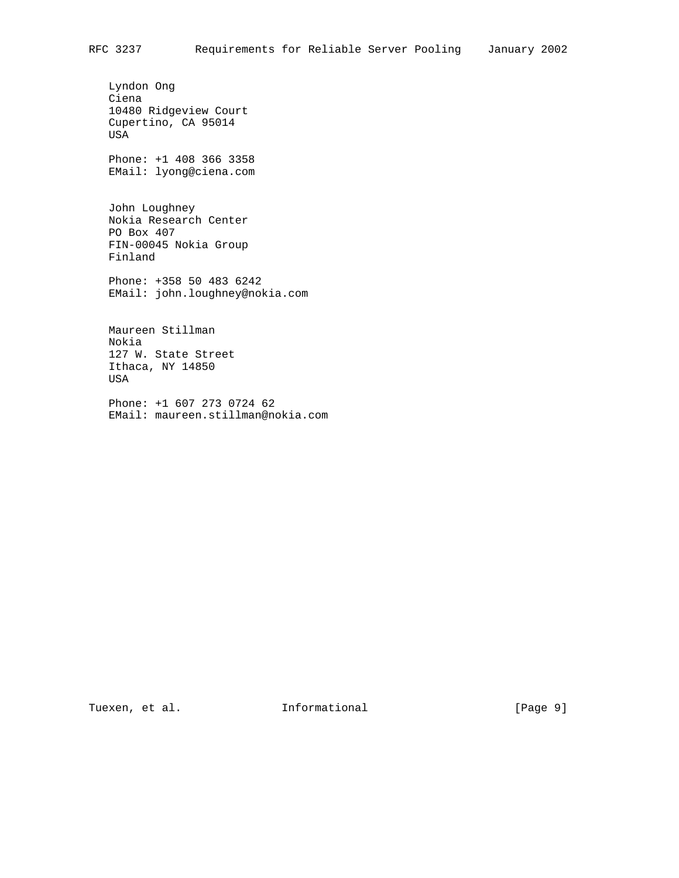Lyndon Ong
Ciena
10480 Ridgeview Court
Cupertino, CA 95014
USA

Phone: +1 408 366 3358
EMail: lyong@ciena.com

John Loughney
Nokia Research Center
PO Box 407
FIN-00045 Nokia Group
Finland

Phone: +358 50 483 6242
EMail: john.loughney@nokia.com

Maureen Stillman
Nokia
127 W. State Street
Ithaca, NY 14850
USA

Phone: +1 607 273 0724 62
EMail: maureen.stillman@nokia.com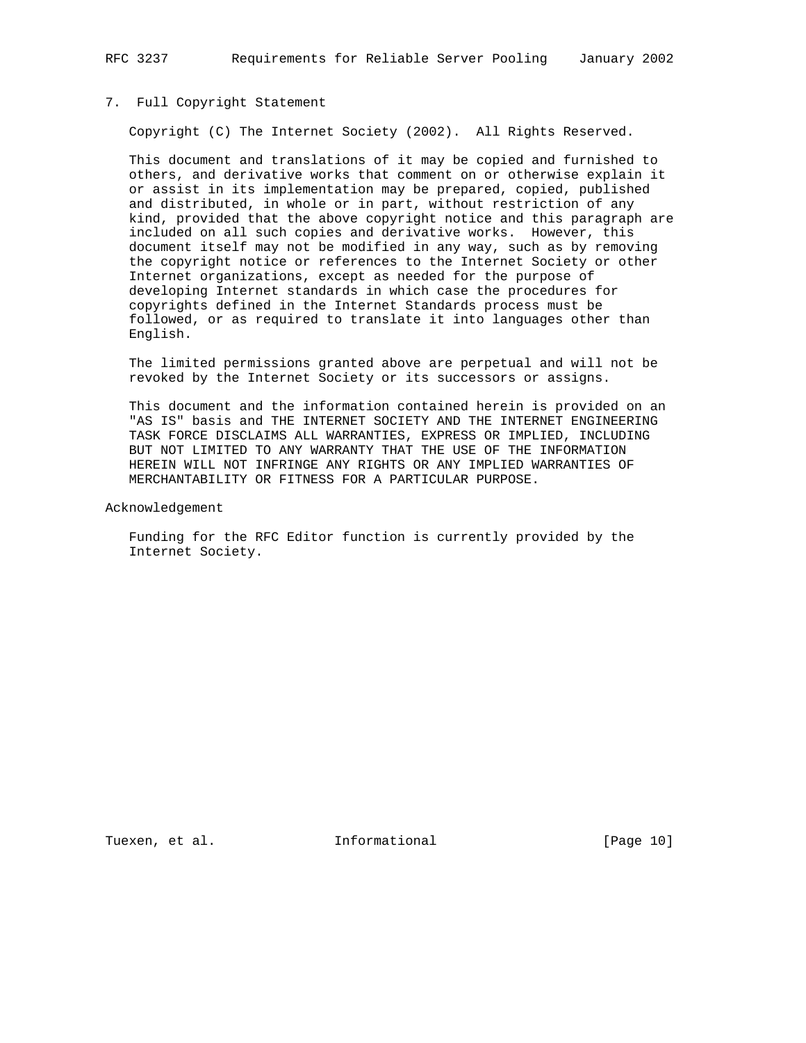## 7. Full Copyright Statement

Copyright (C) The Internet Society (2002). All Rights Reserved.

This document and translations of it may be copied and furnished to others, and derivative works that comment on or otherwise explain it or assist in its implementation may be prepared, copied, published and distributed, in whole or in part, without restriction of any kind, provided that the above copyright notice and this paragraph are included on all such copies and derivative works. However, this document itself may not be modified in any way, such as by removing the copyright notice or references to the Internet Society or other Internet organizations, except as needed for the purpose of developing Internet standards in which case the procedures for copyrights defined in the Internet Standards process must be followed, or as required to translate it into languages other than English.

The limited permissions granted above are perpetual and will not be revoked by the Internet Society or its successors or assigns.

This document and the information contained herein is provided on an "AS IS" basis and THE INTERNET SOCIETY AND THE INTERNET ENGINEERING TASK FORCE DISCLAIMS ALL WARRANTIES, EXPRESS OR IMPLIED, INCLUDING BUT NOT LIMITED TO ANY WARRANTY THAT THE USE OF THE INFORMATION HEREIN WILL NOT INFRINGE ANY RIGHTS OR ANY IMPLIED WARRANTIES OF MERCHANTABILITY OR FITNESS FOR A PARTICULAR PURPOSE.

## Acknowledgement

Funding for the RFC Editor function is currently provided by the Internet Society.